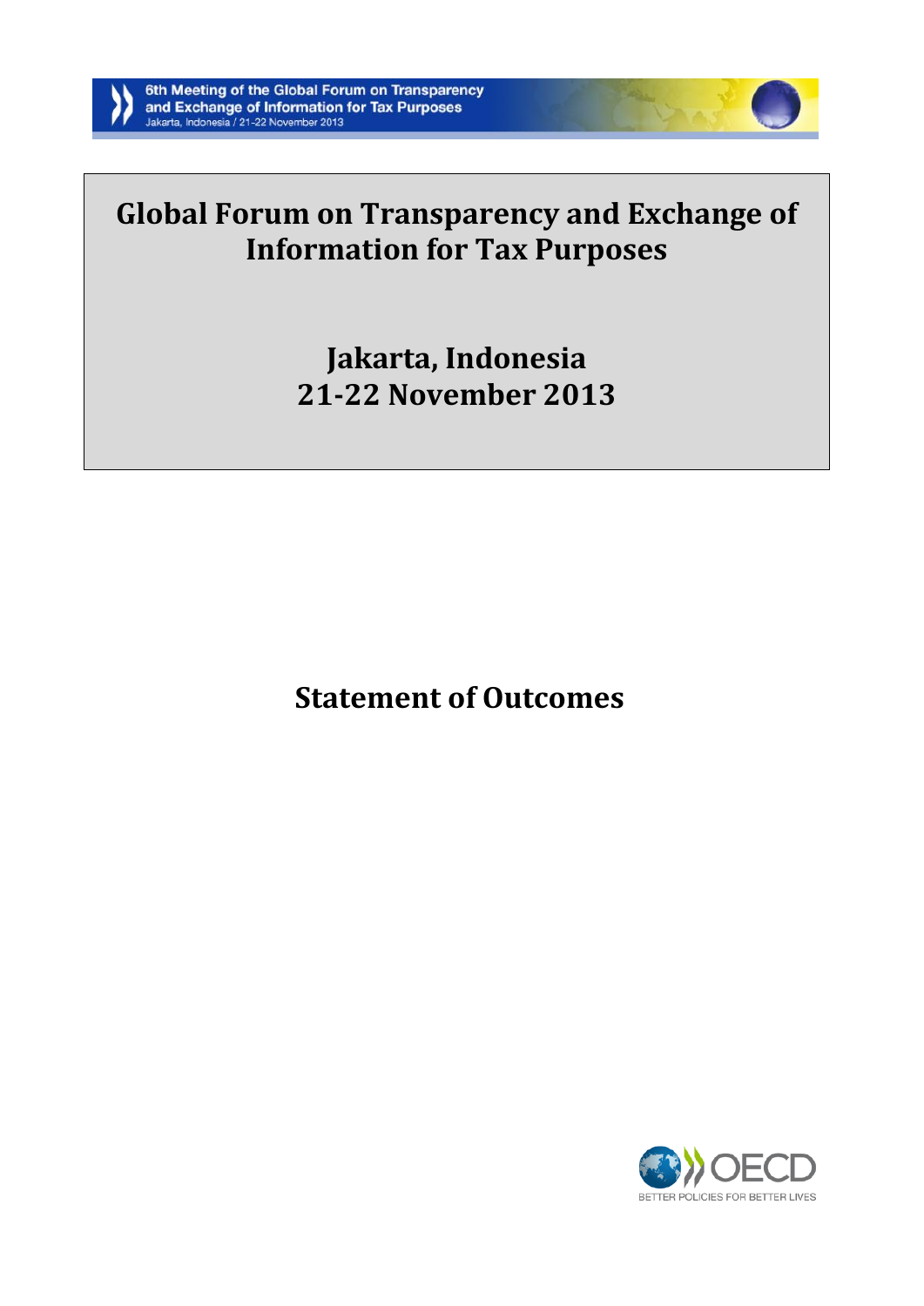# Global Forum on Transparency and Exchange of Information for Tax Purposes

## Jakarta, Indonesia
## 21-22 November 2013

# Statement of Outcomes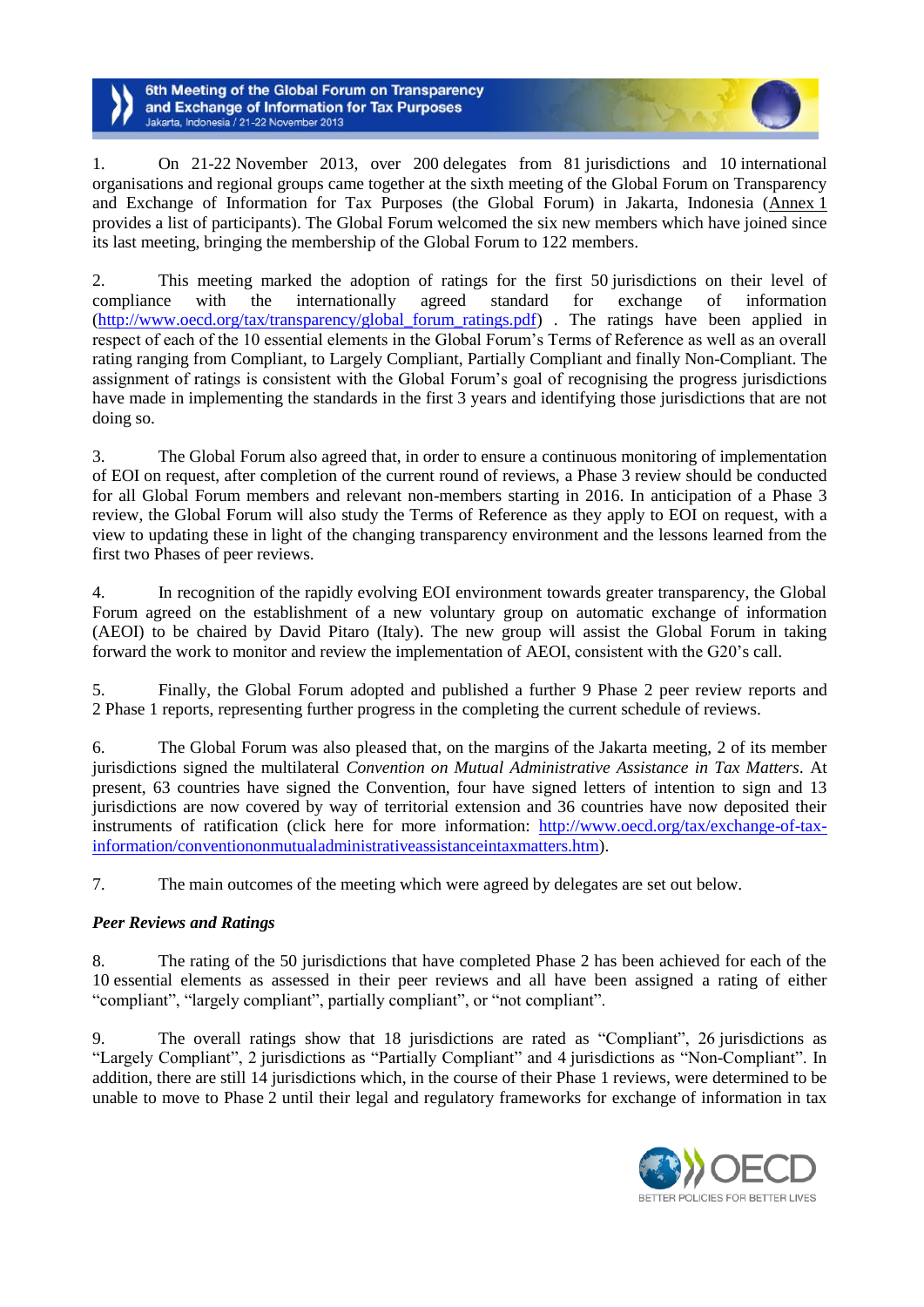1. On 21-22 November 2013, over 200 delegates from 81 jurisdictions and 10 international organisations and regional groups came together at the sixth meeting of the Global Forum on Transparency and Exchange of Information for Tax Purposes (the Global Forum) in Jakarta, Indonesia (Annex 1 provides a list of participants). The Global Forum welcomed the six new members which have joined since its last meeting, bringing the membership of the Global Forum to 122 members.

2. This meeting marked the adoption of ratings for the first 50 jurisdictions on their level of compliance with the internationally agreed standard for exchange of information (http://www.oecd.org/tax/transparency/global_forum_ratings.pdf) . The ratings have been applied in respect of each of the 10 essential elements in the Global Forum's Terms of Reference as well as an overall rating ranging from Compliant, to Largely Compliant, Partially Compliant and finally Non-Compliant. The assignment of ratings is consistent with the Global Forum's goal of recognising the progress jurisdictions have made in implementing the standards in the first 3 years and identifying those jurisdictions that are not doing so.

3. The Global Forum also agreed that, in order to ensure a continuous monitoring of implementation of EOI on request, after completion of the current round of reviews, a Phase 3 review should be conducted for all Global Forum members and relevant non-members starting in 2016. In anticipation of a Phase 3 review, the Global Forum will also study the Terms of Reference as they apply to EOI on request, with a view to updating these in light of the changing transparency environment and the lessons learned from the first two Phases of peer reviews.

4. In recognition of the rapidly evolving EOI environment towards greater transparency, the Global Forum agreed on the establishment of a new voluntary group on automatic exchange of information (AEOI) to be chaired by David Pitaro (Italy). The new group will assist the Global Forum in taking forward the work to monitor and review the implementation of AEOI, consistent with the G20's call.

5. Finally, the Global Forum adopted and published a further 9 Phase 2 peer review reports and 2 Phase 1 reports, representing further progress in the completing the current schedule of reviews.

6. The Global Forum was also pleased that, on the margins of the Jakarta meeting, 2 of its member jurisdictions signed the multilateral *Convention on Mutual Administrative Assistance in Tax Matters*. At present, 63 countries have signed the Convention, four have signed letters of intention to sign and 13 jurisdictions are now covered by way of territorial extension and 36 countries have now deposited their instruments of ratification (click here for more information: http://www.oecd.org/tax/exchange-of-tax-information/conventiononmutualadministrativeassistanceintaxmatters.htm).

7. The main outcomes of the meeting which were agreed by delegates are set out below.

### *Peer Reviews and Ratings*

8. The rating of the 50 jurisdictions that have completed Phase 2 has been achieved for each of the 10 essential elements as assessed in their peer reviews and all have been assigned a rating of either "compliant", "largely compliant", partially compliant", or "not compliant".

9. The overall ratings show that 18 jurisdictions are rated as "Compliant", 26 jurisdictions as "Largely Compliant", 2 jurisdictions as "Partially Compliant" and 4 jurisdictions as "Non-Compliant". In addition, there are still 14 jurisdictions which, in the course of their Phase 1 reviews, were determined to be unable to move to Phase 2 until their legal and regulatory frameworks for exchange of information in tax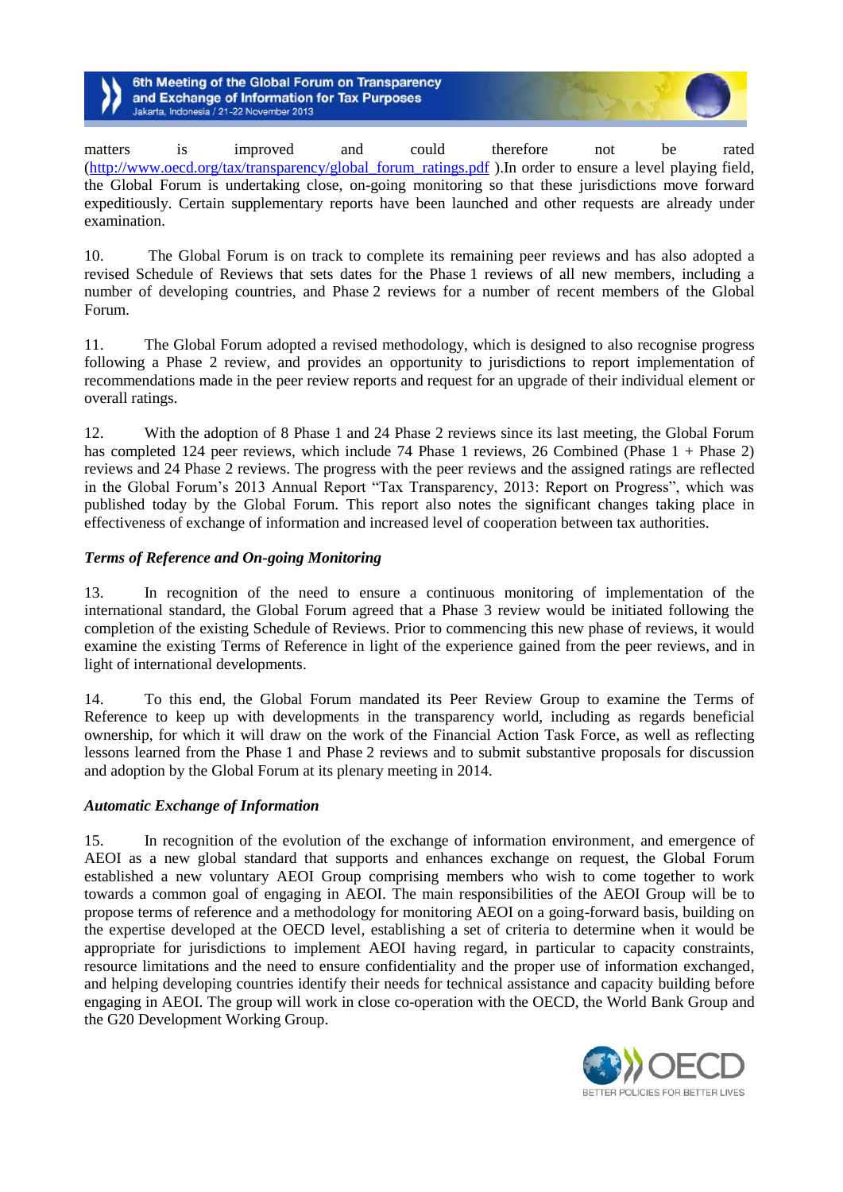matters is improved and could therefore not be rated (http://www.oecd.org/tax/transparency/global_forum_ratings.pdf ).In order to ensure a level playing field, the Global Forum is undertaking close, on-going monitoring so that these jurisdictions move forward expeditiously. Certain supplementary reports have been launched and other requests are already under examination.

10. The Global Forum is on track to complete its remaining peer reviews and has also adopted a revised Schedule of Reviews that sets dates for the Phase 1 reviews of all new members, including a number of developing countries, and Phase 2 reviews for a number of recent members of the Global Forum.

11. The Global Forum adopted a revised methodology, which is designed to also recognise progress following a Phase 2 review, and provides an opportunity to jurisdictions to report implementation of recommendations made in the peer review reports and request for an upgrade of their individual element or overall ratings.

12. With the adoption of 8 Phase 1 and 24 Phase 2 reviews since its last meeting, the Global Forum has completed 124 peer reviews, which include 74 Phase 1 reviews, 26 Combined (Phase 1 + Phase 2) reviews and 24 Phase 2 reviews. The progress with the peer reviews and the assigned ratings are reflected in the Global Forum's 2013 Annual Report "Tax Transparency, 2013: Report on Progress", which was published today by the Global Forum. This report also notes the significant changes taking place in effectiveness of exchange of information and increased level of cooperation between tax authorities.

***Terms of Reference and On-going Monitoring***

13. In recognition of the need to ensure a continuous monitoring of implementation of the international standard, the Global Forum agreed that a Phase 3 review would be initiated following the completion of the existing Schedule of Reviews. Prior to commencing this new phase of reviews, it would examine the existing Terms of Reference in light of the experience gained from the peer reviews, and in light of international developments.

14. To this end, the Global Forum mandated its Peer Review Group to examine the Terms of Reference to keep up with developments in the transparency world, including as regards beneficial ownership, for which it will draw on the work of the Financial Action Task Force, as well as reflecting lessons learned from the Phase 1 and Phase 2 reviews and to submit substantive proposals for discussion and adoption by the Global Forum at its plenary meeting in 2014.

***Automatic Exchange of Information***

15. In recognition of the evolution of the exchange of information environment, and emergence of AEOI as a new global standard that supports and enhances exchange on request, the Global Forum established a new voluntary AEOI Group comprising members who wish to come together to work towards a common goal of engaging in AEOI. The main responsibilities of the AEOI Group will be to propose terms of reference and a methodology for monitoring AEOI on a going-forward basis, building on the expertise developed at the OECD level, establishing a set of criteria to determine when it would be appropriate for jurisdictions to implement AEOI having regard, in particular to capacity constraints, resource limitations and the need to ensure confidentiality and the proper use of information exchanged, and helping developing countries identify their needs for technical assistance and capacity building before engaging in AEOI. The group will work in close co-operation with the OECD, the World Bank Group and the G20 Development Working Group.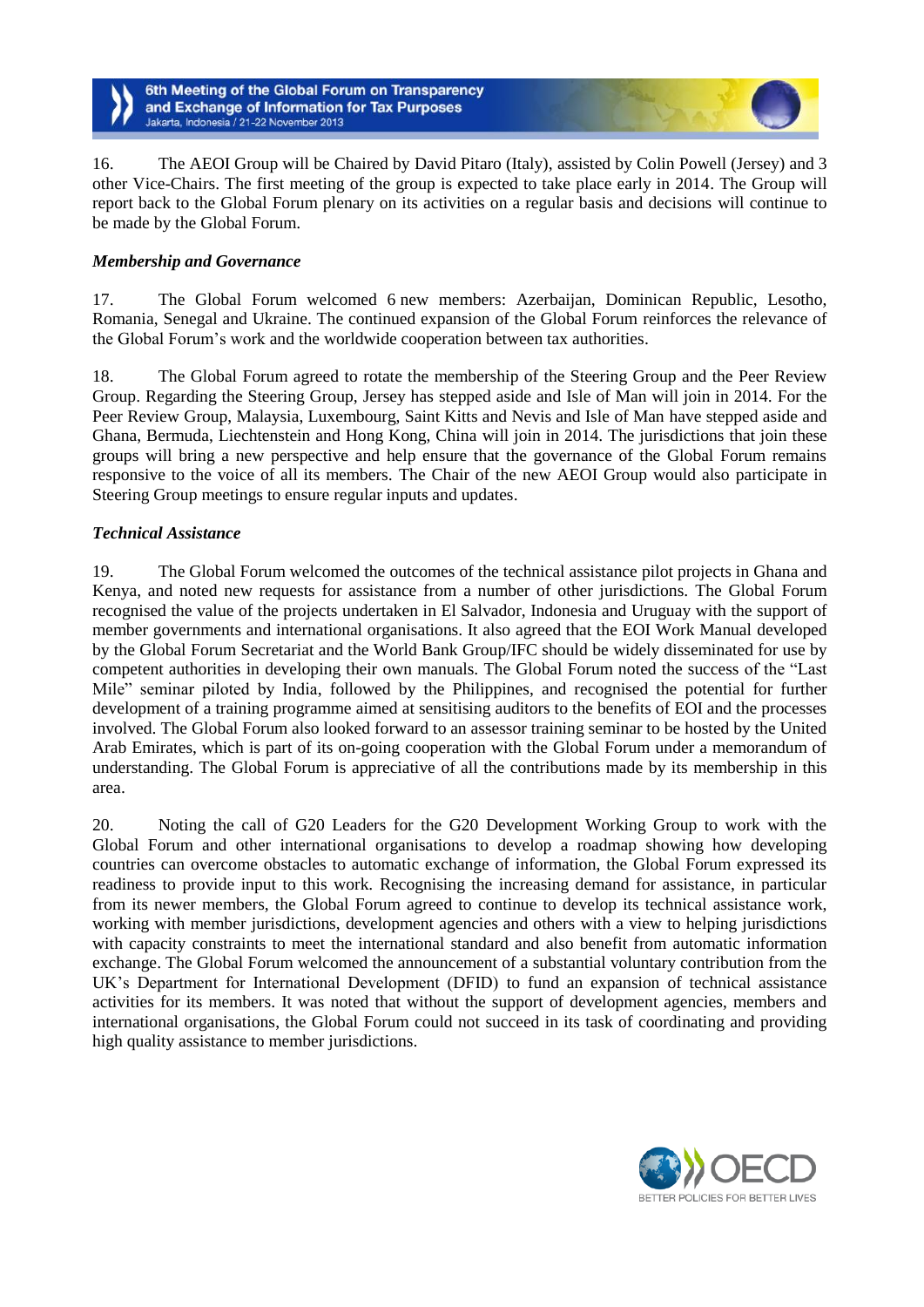16. The AEOI Group will be Chaired by David Pitaro (Italy), assisted by Colin Powell (Jersey) and 3 other Vice-Chairs. The first meeting of the group is expected to take place early in 2014. The Group will report back to the Global Forum plenary on its activities on a regular basis and decisions will continue to be made by the Global Forum.

***Membership and Governance***

17. The Global Forum welcomed 6 new members: Azerbaijan, Dominican Republic, Lesotho, Romania, Senegal and Ukraine. The continued expansion of the Global Forum reinforces the relevance of the Global Forum's work and the worldwide cooperation between tax authorities.

18. The Global Forum agreed to rotate the membership of the Steering Group and the Peer Review Group. Regarding the Steering Group, Jersey has stepped aside and Isle of Man will join in 2014. For the Peer Review Group, Malaysia, Luxembourg, Saint Kitts and Nevis and Isle of Man have stepped aside and Ghana, Bermuda, Liechtenstein and Hong Kong, China will join in 2014. The jurisdictions that join these groups will bring a new perspective and help ensure that the governance of the Global Forum remains responsive to the voice of all its members. The Chair of the new AEOI Group would also participate in Steering Group meetings to ensure regular inputs and updates.

***Technical Assistance***

19. The Global Forum welcomed the outcomes of the technical assistance pilot projects in Ghana and Kenya, and noted new requests for assistance from a number of other jurisdictions. The Global Forum recognised the value of the projects undertaken in El Salvador, Indonesia and Uruguay with the support of member governments and international organisations. It also agreed that the EOI Work Manual developed by the Global Forum Secretariat and the World Bank Group/IFC should be widely disseminated for use by competent authorities in developing their own manuals. The Global Forum noted the success of the "Last Mile" seminar piloted by India, followed by the Philippines, and recognised the potential for further development of a training programme aimed at sensitising auditors to the benefits of EOI and the processes involved. The Global Forum also looked forward to an assessor training seminar to be hosted by the United Arab Emirates, which is part of its on-going cooperation with the Global Forum under a memorandum of understanding. The Global Forum is appreciative of all the contributions made by its membership in this area.

20. Noting the call of G20 Leaders for the G20 Development Working Group to work with the Global Forum and other international organisations to develop a roadmap showing how developing countries can overcome obstacles to automatic exchange of information, the Global Forum expressed its readiness to provide input to this work. Recognising the increasing demand for assistance, in particular from its newer members, the Global Forum agreed to continue to develop its technical assistance work, working with member jurisdictions, development agencies and others with a view to helping jurisdictions with capacity constraints to meet the international standard and also benefit from automatic information exchange. The Global Forum welcomed the announcement of a substantial voluntary contribution from the UK's Department for International Development (DFID) to fund an expansion of technical assistance activities for its members. It was noted that without the support of development agencies, members and international organisations, the Global Forum could not succeed in its task of coordinating and providing high quality assistance to member jurisdictions.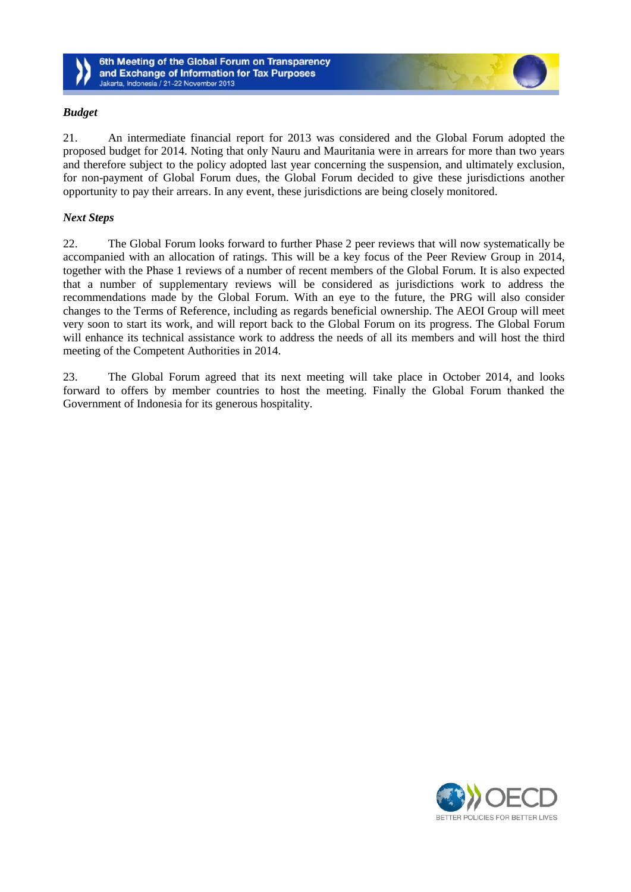### *Budget*

21. An intermediate financial report for 2013 was considered and the Global Forum adopted the proposed budget for 2014. Noting that only Nauru and Mauritania were in arrears for more than two years and therefore subject to the policy adopted last year concerning the suspension, and ultimately exclusion, for non-payment of Global Forum dues, the Global Forum decided to give these jurisdictions another opportunity to pay their arrears. In any event, these jurisdictions are being closely monitored.

### *Next Steps*

22. The Global Forum looks forward to further Phase 2 peer reviews that will now systematically be accompanied with an allocation of ratings. This will be a key focus of the Peer Review Group in 2014, together with the Phase 1 reviews of a number of recent members of the Global Forum. It is also expected that a number of supplementary reviews will be considered as jurisdictions work to address the recommendations made by the Global Forum. With an eye to the future, the PRG will also consider changes to the Terms of Reference, including as regards beneficial ownership. The AEOI Group will meet very soon to start its work, and will report back to the Global Forum on its progress. The Global Forum will enhance its technical assistance work to address the needs of all its members and will host the third meeting of the Competent Authorities in 2014.

23. The Global Forum agreed that its next meeting will take place in October 2014, and looks forward to offers by member countries to host the meeting. Finally the Global Forum thanked the Government of Indonesia for its generous hospitality.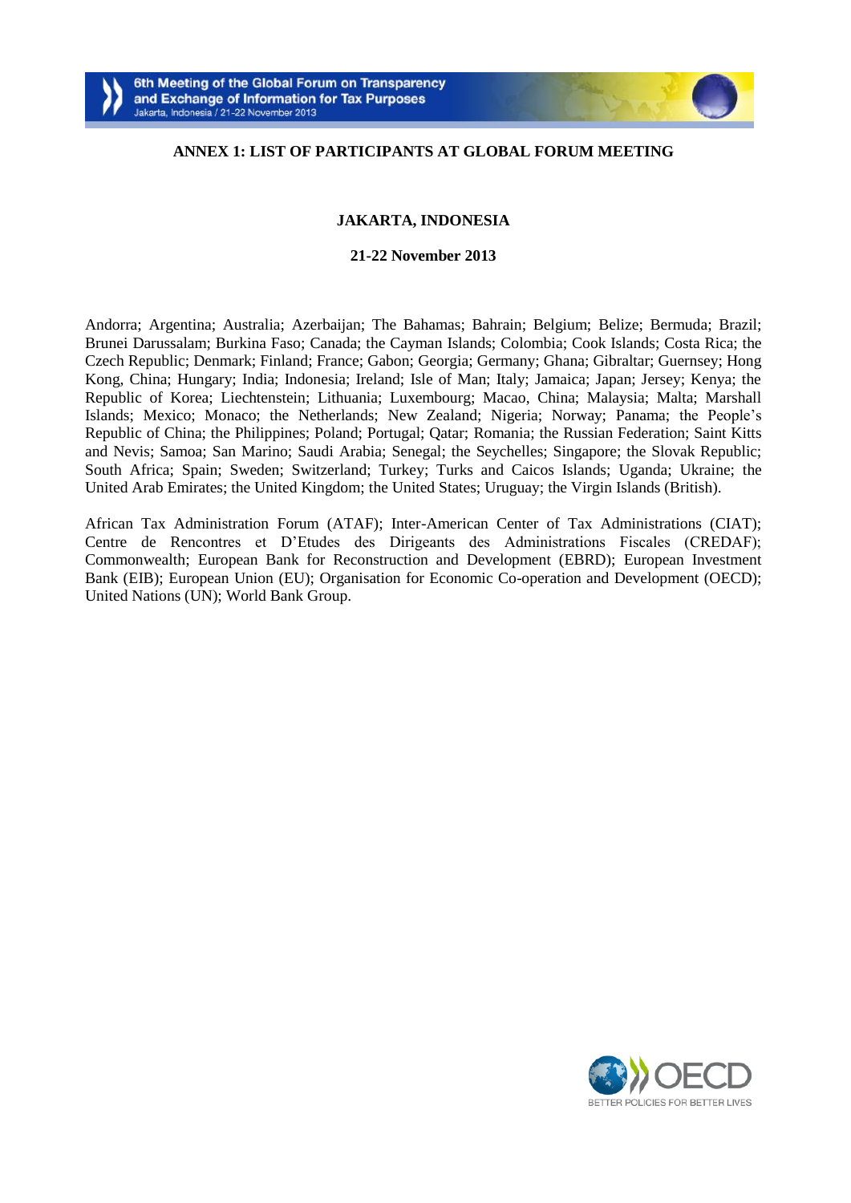## ANNEX 1: LIST OF PARTICIPANTS AT GLOBAL FORUM MEETING

**JAKARTA, INDONESIA**

**21-22 November 2013**

Andorra; Argentina; Australia; Azerbaijan; The Bahamas; Bahrain; Belgium; Belize; Bermuda; Brazil; Brunei Darussalam; Burkina Faso; Canada; the Cayman Islands; Colombia; Cook Islands; Costa Rica; the Czech Republic; Denmark; Finland; France; Gabon; Georgia; Germany; Ghana; Gibraltar; Guernsey; Hong Kong, China; Hungary; India; Indonesia; Ireland; Isle of Man; Italy; Jamaica; Japan; Jersey; Kenya; the Republic of Korea; Liechtenstein; Lithuania; Luxembourg; Macao, China; Malaysia; Malta; Marshall Islands; Mexico; Monaco; the Netherlands; New Zealand; Nigeria; Norway; Panama; the People's Republic of China; the Philippines; Poland; Portugal; Qatar; Romania; the Russian Federation; Saint Kitts and Nevis; Samoa; San Marino; Saudi Arabia; Senegal; the Seychelles; Singapore; the Slovak Republic; South Africa; Spain; Sweden; Switzerland; Turkey; Turks and Caicos Islands; Uganda; Ukraine; the United Arab Emirates; the United Kingdom; the United States; Uruguay; the Virgin Islands (British).

African Tax Administration Forum (ATAF); Inter-American Center of Tax Administrations (CIAT); Centre de Rencontres et D'Etudes des Dirigeants des Administrations Fiscales (CREDAF); Commonwealth; European Bank for Reconstruction and Development (EBRD); European Investment Bank (EIB); European Union (EU); Organisation for Economic Co-operation and Development (OECD); United Nations (UN); World Bank Group.